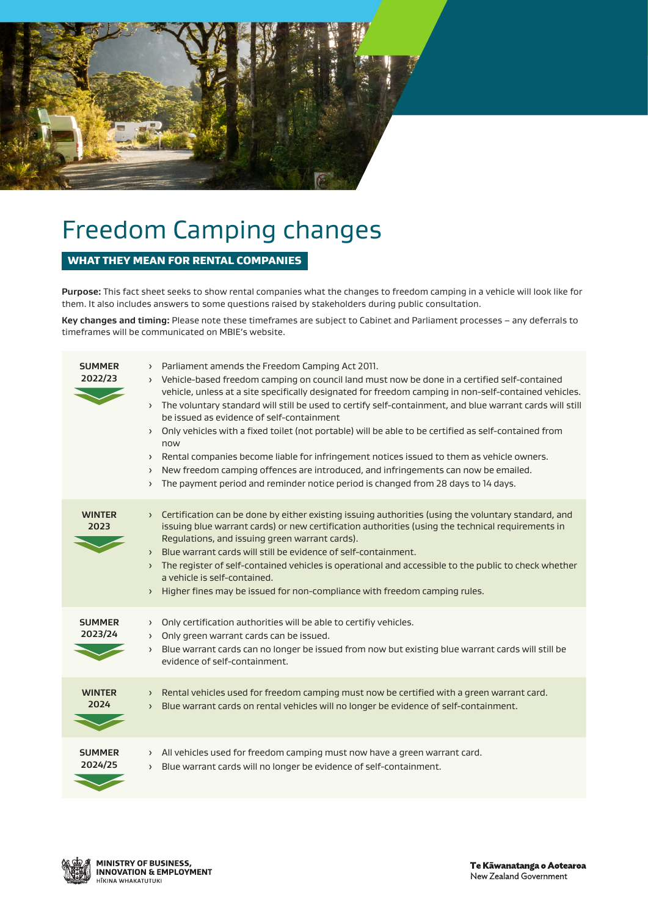# Freedom Camping changes

## WHAT THEY MEAN FOR RENTAL COMPANIES

**Purpose:** This fact sheet seeks to show rental companies what the changes to freedom camping in a vehicle will look like for them. It also includes answers to some questions raised by stakeholders during public consultation.

**Key changes and timing:** Please note these timeframes are subject to Cabinet and Parliament processes – any deferrals to timeframes will be communicated on MBIE's website.

**SUMMER 2022/23**

- Parliament amends the Freedom Camping Act 2011.
- Vehicle-based freedom camping on council land must now be done in a certified self-contained vehicle, unless at a site specifically designated for freedom camping in non-self-contained vehicles.
- The voluntary standard will still be used to certify self-containment, and blue warrant cards will still be issued as evidence of self-containment
- Only vehicles with a fixed toilet (not portable) will be able to be certified as self-contained from now
- Rental companies become liable for infringement notices issued to them as vehicle owners.
- New freedom camping offences are introduced, and infringements can now be emailed.
- The payment period and reminder notice period is changed from 28 days to 14 days.

**WINTER 2023**

- Certification can be done by either existing issuing authorities (using the voluntary standard, and issuing blue warrant cards) or new certification authorities (using the technical requirements in Regulations, and issuing green warrant cards).
- Blue warrant cards will still be evidence of self-containment.
- The register of self-contained vehicles is operational and accessible to the public to check whether a vehicle is self-contained.
- Higher fines may be issued for non-compliance with freedom camping rules.

**SUMMER 2023/24**

- Only certification authorities will be able to certifiy vehicles.
- Only green warrant cards can be issued.
- Blue warrant cards can no longer be issued from now but existing blue warrant cards will still be evidence of self-containment.

**WINTER 2024**

- Rental vehicles used for freedom camping must now be certified with a green warrant card.
- Blue warrant cards on rental vehicles will no longer be evidence of self-containment.

**SUMMER 2024/25**

- All vehicles used for freedom camping must now have a green warrant card.
- Blue warrant cards will no longer be evidence of self-containment.

MINISTRY OF BUSINESS, INNOVATION & EMPLOYMENT
HĪKINA WHAKATUTUKI

Te Kāwanatanga o Aotearoa
New Zealand Government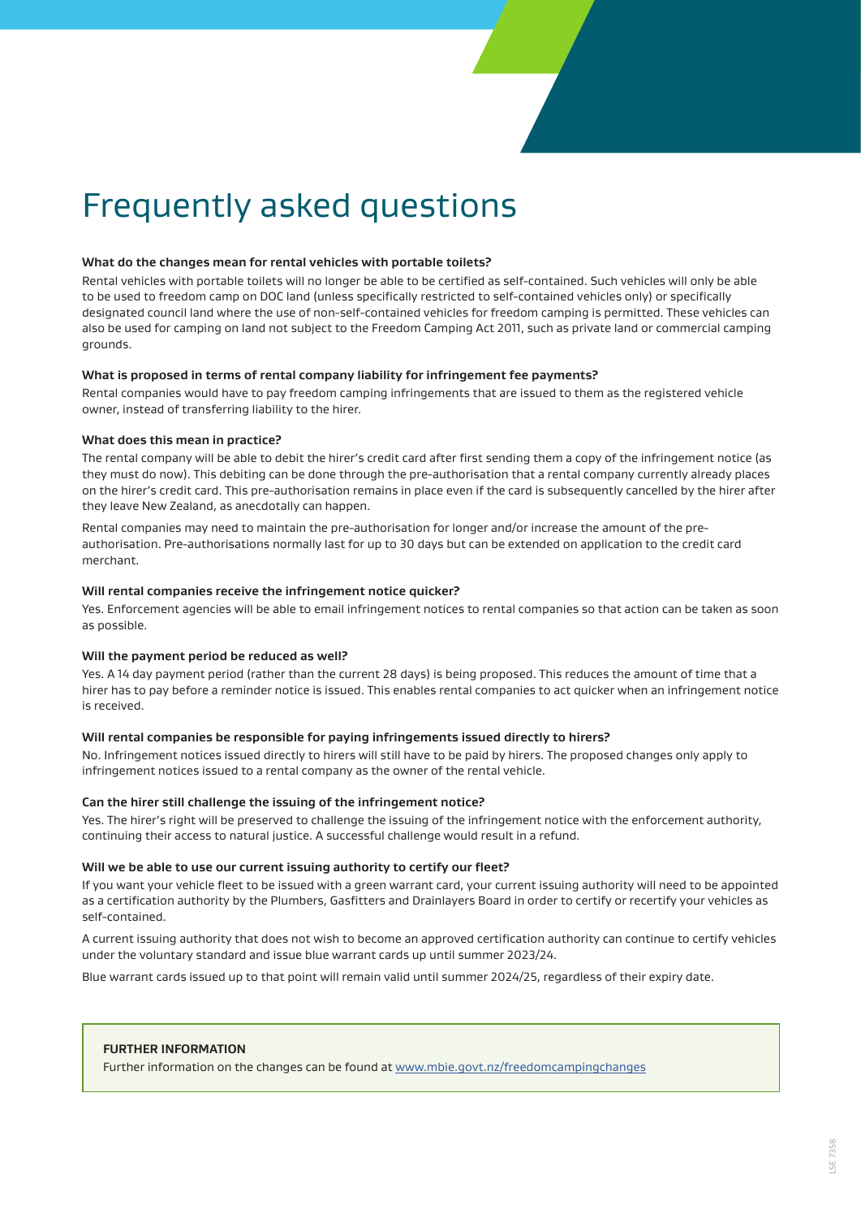# Frequently asked questions

**What do the changes mean for rental vehicles with portable toilets?**

Rental vehicles with portable toilets will no longer be able to be certified as self-contained. Such vehicles will only be able to be used to freedom camp on DOC land (unless specifically restricted to self-contained vehicles only) or specifically designated council land where the use of non-self-contained vehicles for freedom camping is permitted. These vehicles can also be used for camping on land not subject to the Freedom Camping Act 2011, such as private land or commercial camping grounds.

**What is proposed in terms of rental company liability for infringement fee payments?**

Rental companies would have to pay freedom camping infringements that are issued to them as the registered vehicle owner, instead of transferring liability to the hirer.

**What does this mean in practice?**

The rental company will be able to debit the hirer's credit card after first sending them a copy of the infringement notice (as they must do now). This debiting can be done through the pre-authorisation that a rental company currently already places on the hirer's credit card. This pre-authorisation remains in place even if the card is subsequently cancelled by the hirer after they leave New Zealand, as anecdotally can happen.

Rental companies may need to maintain the pre-authorisation for longer and/or increase the amount of the pre-authorisation. Pre-authorisations normally last for up to 30 days but can be extended on application to the credit card merchant.

**Will rental companies receive the infringement notice quicker?**

Yes. Enforcement agencies will be able to email infringement notices to rental companies so that action can be taken as soon as possible.

**Will the payment period be reduced as well?**

Yes. A 14 day payment period (rather than the current 28 days) is being proposed. This reduces the amount of time that a hirer has to pay before a reminder notice is issued. This enables rental companies to act quicker when an infringement notice is received.

**Will rental companies be responsible for paying infringements issued directly to hirers?**

No. Infringement notices issued directly to hirers will still have to be paid by hirers. The proposed changes only apply to infringement notices issued to a rental company as the owner of the rental vehicle.

**Can the hirer still challenge the issuing of the infringement notice?**

Yes. The hirer's right will be preserved to challenge the issuing of the infringement notice with the enforcement authority, continuing their access to natural justice. A successful challenge would result in a refund.

**Will we be able to use our current issuing authority to certify our fleet?**

If you want your vehicle fleet to be issued with a green warrant card, your current issuing authority will need to be appointed as a certification authority by the Plumbers, Gasfitters and Drainlayers Board in order to certify or recertify your vehicles as self-contained.

A current issuing authority that does not wish to become an approved certification authority can continue to certify vehicles under the voluntary standard and issue blue warrant cards up until summer 2023/24.

Blue warrant cards issued up to that point will remain valid until summer 2024/25, regardless of their expiry date.

**FURTHER INFORMATION**

Further information on the changes can be found at [www.mbie.govt.nz/freedomcampingchanges](www.mbie.govt.nz/freedomcampingchanges)

LSE 7358